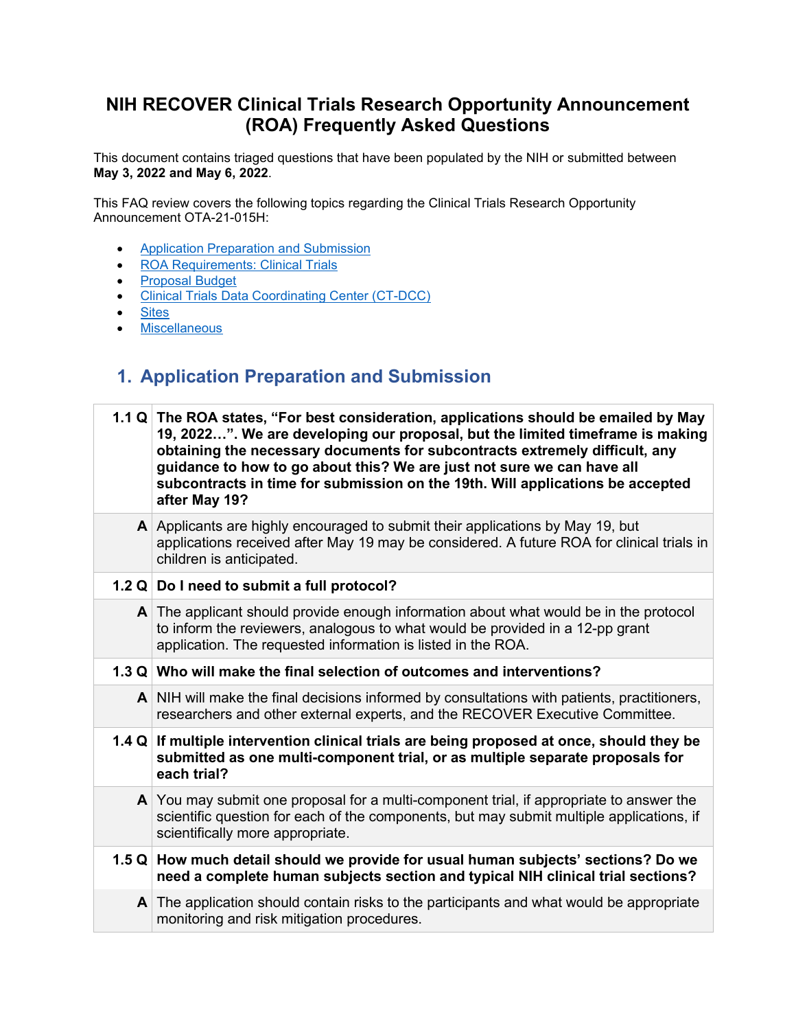# NIH RECOVER Clinical Trials Research Opportunity Announcement (ROA) Frequently Asked Questions

This document contains triaged questions that have been populated by the NIH or submitted between **May 3, 2022 and May 6, 2022**.

This FAQ review covers the following topics regarding the Clinical Trials Research Opportunity Announcement OTA-21-015H:

- Application Preparation and Submission
- ROA Requirements: Clinical Trials
- Proposal Budget
- Clinical Trials Data Coordinating Center (CT-DCC)
- Sites
- Miscellaneous

## 1. Application Preparation and Submission

| | |
|---|---|
| **1.1 Q** | **The ROA states, "For best consideration, applications should be emailed by May 19, 2022…". We are developing our proposal, but the limited timeframe is making obtaining the necessary documents for subcontracts extremely difficult, any guidance to how to go about this? We are just not sure we can have all subcontracts in time for submission on the 19th. Will applications be accepted after May 19?** |
| **A** | Applicants are highly encouraged to submit their applications by May 19, but applications received after May 19 may be considered. A future ROA for clinical trials in children is anticipated. |
| **1.2 Q** | **Do I need to submit a full protocol?** |
| **A** | The applicant should provide enough information about what would be in the protocol to inform the reviewers, analogous to what would be provided in a 12-pp grant application. The requested information is listed in the ROA. |
| **1.3 Q** | **Who will make the final selection of outcomes and interventions?** |
| **A** | NIH will make the final decisions informed by consultations with patients, practitioners, researchers and other external experts, and the RECOVER Executive Committee. |
| **1.4 Q** | **If multiple intervention clinical trials are being proposed at once, should they be submitted as one multi-component trial, or as multiple separate proposals for each trial?** |
| **A** | You may submit one proposal for a multi-component trial, if appropriate to answer the scientific question for each of the components, but may submit multiple applications, if scientifically more appropriate. |
| **1.5 Q** | **How much detail should we provide for usual human subjects' sections? Do we need a complete human subjects section and typical NIH clinical trial sections?** |
| **A** | The application should contain risks to the participants and what would be appropriate monitoring and risk mitigation procedures. |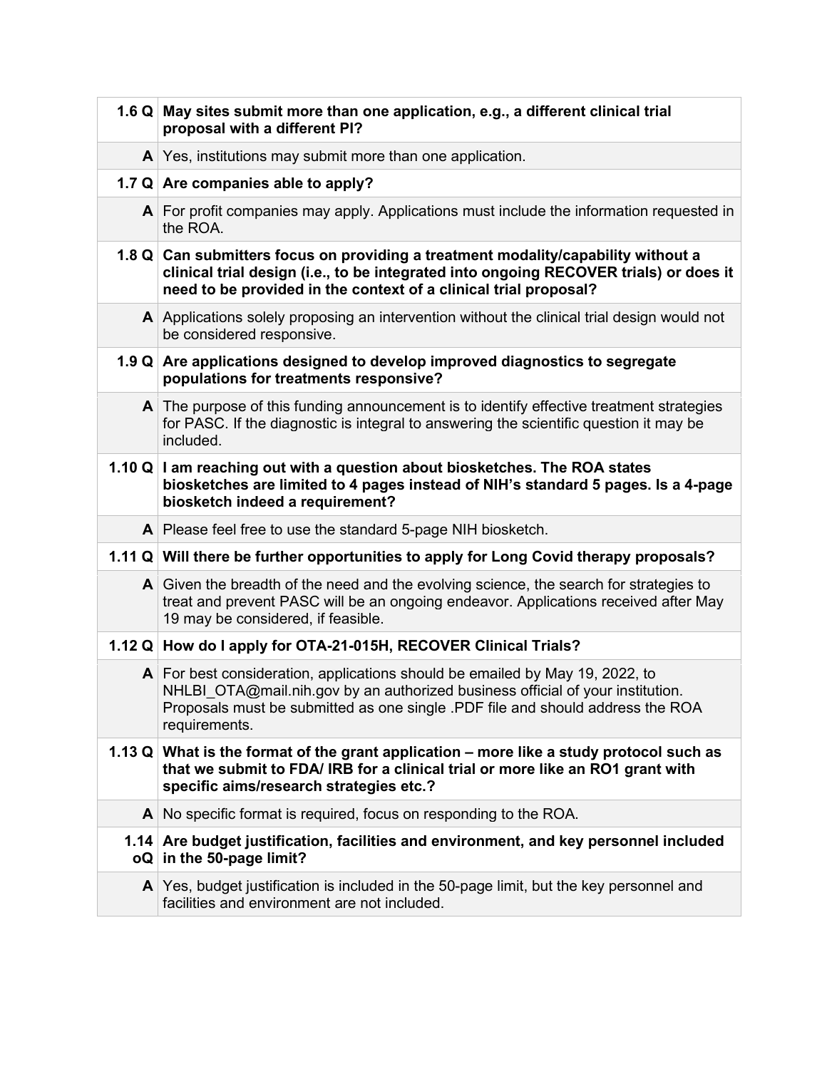| | |
|---|---|
| **1.6 Q** | **May sites submit more than one application, e.g., a different clinical trial proposal with a different PI?** |
| **A** | Yes, institutions may submit more than one application. |
| **1.7 Q** | **Are companies able to apply?** |
| **A** | For profit companies may apply. Applications must include the information requested in the ROA. |
| **1.8 Q** | **Can submitters focus on providing a treatment modality/capability without a clinical trial design (i.e., to be integrated into ongoing RECOVER trials) or does it need to be provided in the context of a clinical trial proposal?** |
| **A** | Applications solely proposing an intervention without the clinical trial design would not be considered responsive. |
| **1.9 Q** | **Are applications designed to develop improved diagnostics to segregate populations for treatments responsive?** |
| **A** | The purpose of this funding announcement is to identify effective treatment strategies for PASC. If the diagnostic is integral to answering the scientific question it may be included. |
| **1.10 Q** | **I am reaching out with a question about biosketches. The ROA states biosketches are limited to 4 pages instead of NIH's standard 5 pages. Is a 4-page biosketch indeed a requirement?** |
| **A** | Please feel free to use the standard 5-page NIH biosketch. |
| **1.11 Q** | **Will there be further opportunities to apply for Long Covid therapy proposals?** |
| **A** | Given the breadth of the need and the evolving science, the search for strategies to treat and prevent PASC will be an ongoing endeavor. Applications received after May 19 may be considered, if feasible. |
| **1.12 Q** | **How do I apply for OTA-21-015H, RECOVER Clinical Trials?** |
| **A** | For best consideration, applications should be emailed by May 19, 2022, to NHLBI_OTA@mail.nih.gov by an authorized business official of your institution. Proposals must be submitted as one single .PDF file and should address the ROA requirements. |
| **1.13 Q** | **What is the format of the grant application – more like a study protocol such as that we submit to FDA/ IRB for a clinical trial or more like an RO1 grant with specific aims/research strategies etc.?** |
| **A** | No specific format is required, focus on responding to the ROA. |
| **1.14 oQ** | **Are budget justification, facilities and environment, and key personnel included in the 50-page limit?** |
| **A** | Yes, budget justification is included in the 50-page limit, but the key personnel and facilities and environment are not included. |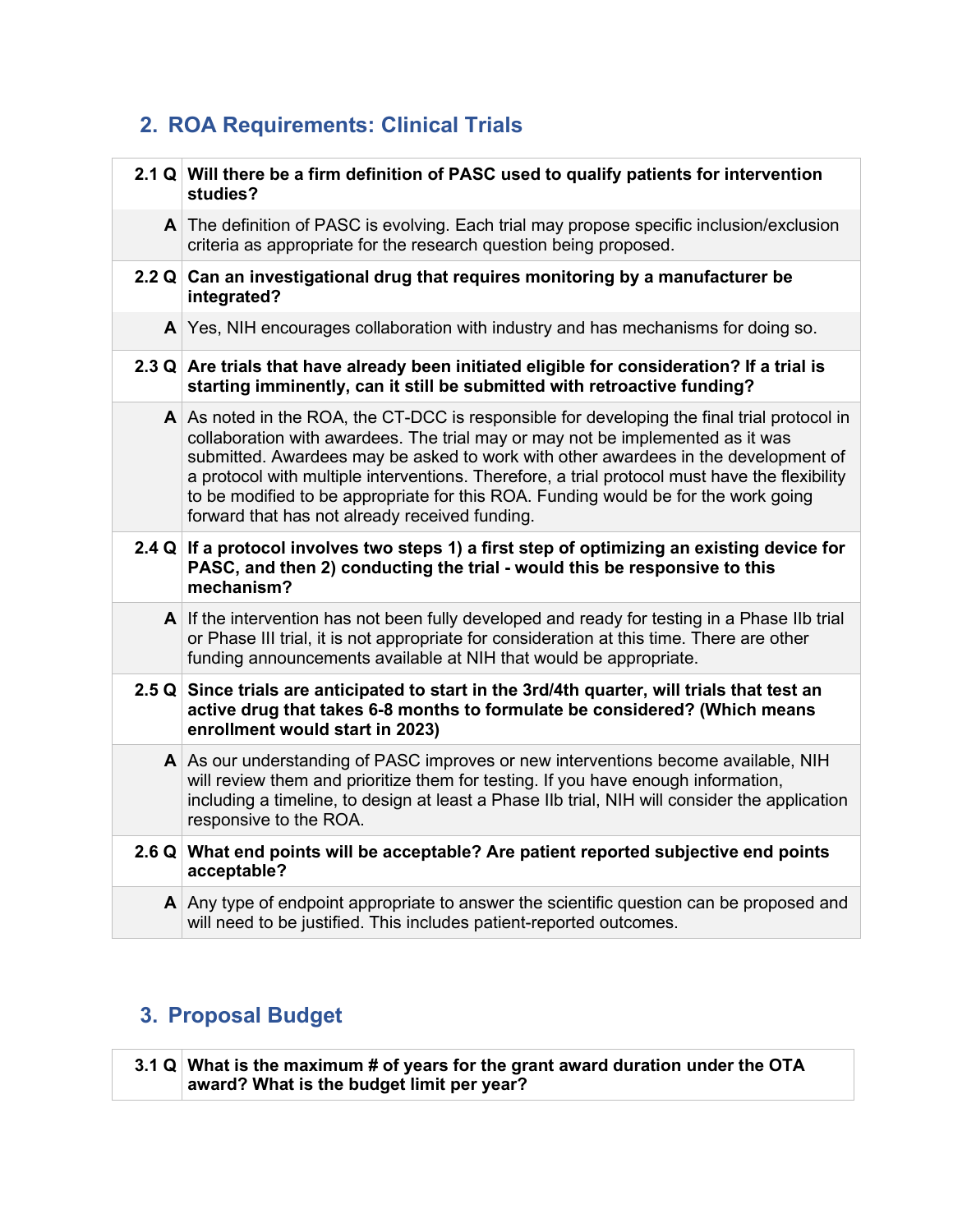## 2. ROA Requirements: Clinical Trials

| | |
|---|---|
| **2.1 Q** | **Will there be a firm definition of PASC used to qualify patients for intervention studies?** |
| **A** | The definition of PASC is evolving. Each trial may propose specific inclusion/exclusion criteria as appropriate for the research question being proposed. |
| **2.2 Q** | **Can an investigational drug that requires monitoring by a manufacturer be integrated?** |
| **A** | Yes, NIH encourages collaboration with industry and has mechanisms for doing so. |
| **2.3 Q** | **Are trials that have already been initiated eligible for consideration? If a trial is starting imminently, can it still be submitted with retroactive funding?** |
| **A** | As noted in the ROA, the CT-DCC is responsible for developing the final trial protocol in collaboration with awardees. The trial may or may not be implemented as it was submitted. Awardees may be asked to work with other awardees in the development of a protocol with multiple interventions. Therefore, a trial protocol must have the flexibility to be modified to be appropriate for this ROA. Funding would be for the work going forward that has not already received funding. |
| **2.4 Q** | **If a protocol involves two steps 1) a first step of optimizing an existing device for PASC, and then 2) conducting the trial - would this be responsive to this mechanism?** |
| **A** | If the intervention has not been fully developed and ready for testing in a Phase IIb trial or Phase III trial, it is not appropriate for consideration at this time. There are other funding announcements available at NIH that would be appropriate. |
| **2.5 Q** | **Since trials are anticipated to start in the 3rd/4th quarter, will trials that test an active drug that takes 6-8 months to formulate be considered? (Which means enrollment would start in 2023)** |
| **A** | As our understanding of PASC improves or new interventions become available, NIH will review them and prioritize them for testing. If you have enough information, including a timeline, to design at least a Phase IIb trial, NIH will consider the application responsive to the ROA. |
| **2.6 Q** | **What end points will be acceptable? Are patient reported subjective end points acceptable?** |
| **A** | Any type of endpoint appropriate to answer the scientific question can be proposed and will need to be justified. This includes patient-reported outcomes. |

## 3. Proposal Budget

| | |
|---|---|
| **3.1 Q** | **What is the maximum # of years for the grant award duration under the OTA award? What is the budget limit per year?** |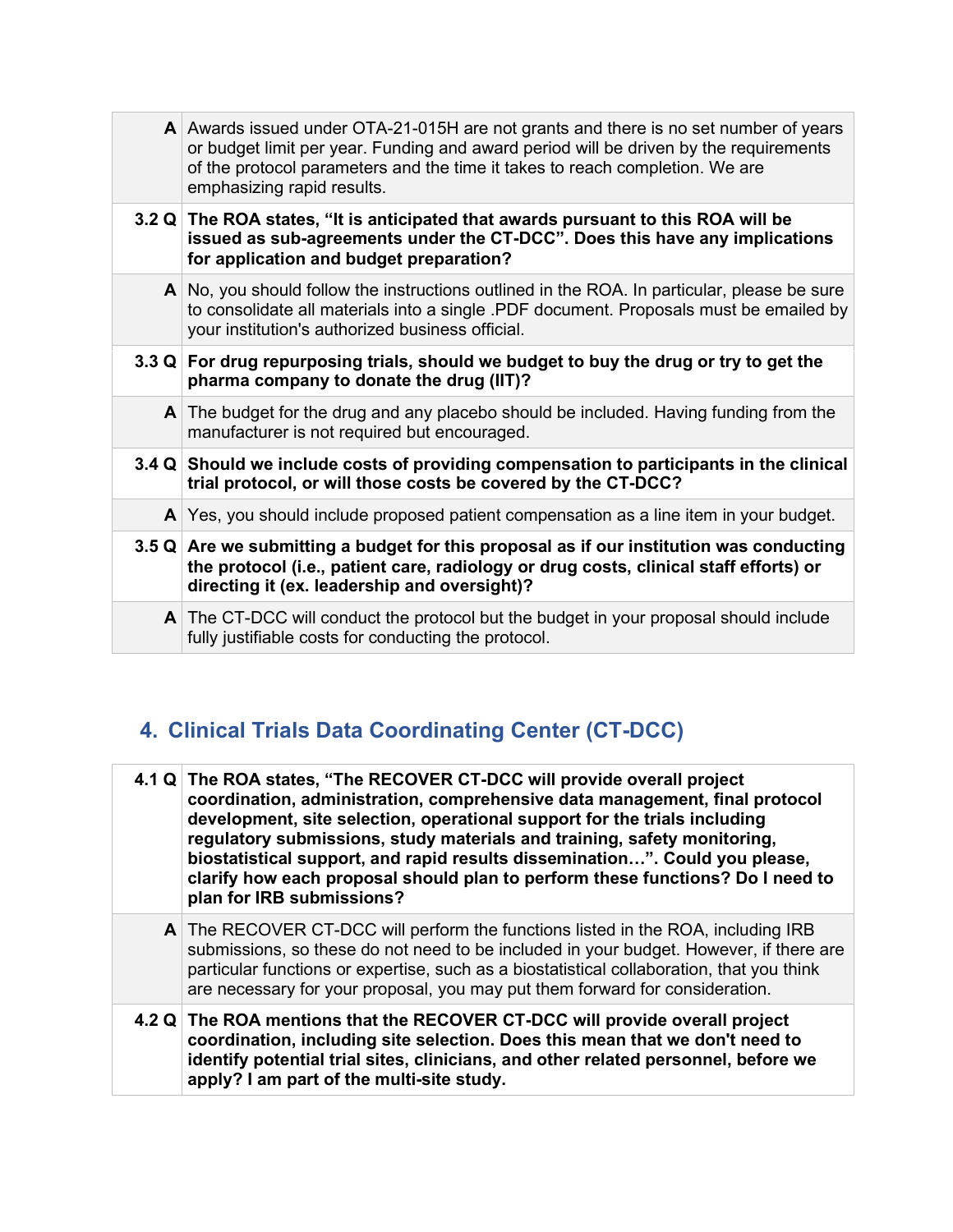| | |
|---|---|
| **A** | Awards issued under OTA-21-015H are not grants and there is no set number of years or budget limit per year. Funding and award period will be driven by the requirements of the protocol parameters and the time it takes to reach completion. We are emphasizing rapid results. |
| **3.2 Q** | **The ROA states, "It is anticipated that awards pursuant to this ROA will be issued as sub-agreements under the CT-DCC". Does this have any implications for application and budget preparation?** |
| **A** | No, you should follow the instructions outlined in the ROA. In particular, please be sure to consolidate all materials into a single .PDF document. Proposals must be emailed by your institution's authorized business official. |
| **3.3 Q** | **For drug repurposing trials, should we budget to buy the drug or try to get the pharma company to donate the drug (IIT)?** |
| **A** | The budget for the drug and any placebo should be included. Having funding from the manufacturer is not required but encouraged. |
| **3.4 Q** | **Should we include costs of providing compensation to participants in the clinical trial protocol, or will those costs be covered by the CT-DCC?** |
| **A** | Yes, you should include proposed patient compensation as a line item in your budget. |
| **3.5 Q** | **Are we submitting a budget for this proposal as if our institution was conducting the protocol (i.e., patient care, radiology or drug costs, clinical staff efforts) or directing it (ex. leadership and oversight)?** |
| **A** | The CT-DCC will conduct the protocol but the budget in your proposal should include fully justifiable costs for conducting the protocol. |

## 4. Clinical Trials Data Coordinating Center (CT-DCC)

| | |
|---|---|
| **4.1 Q** | **The ROA states, "The RECOVER CT-DCC will provide overall project coordination, administration, comprehensive data management, final protocol development, site selection, operational support for the trials including regulatory submissions, study materials and training, safety monitoring, biostatistical support, and rapid results dissemination…". Could you please, clarify how each proposal should plan to perform these functions? Do I need to plan for IRB submissions?** |
| **A** | The RECOVER CT-DCC will perform the functions listed in the ROA, including IRB submissions, so these do not need to be included in your budget. However, if there are particular functions or expertise, such as a biostatistical collaboration, that you think are necessary for your proposal, you may put them forward for consideration. |
| **4.2 Q** | **The ROA mentions that the RECOVER CT-DCC will provide overall project coordination, including site selection. Does this mean that we don't need to identify potential trial sites, clinicians, and other related personnel, before we apply? I am part of the multi-site study.** |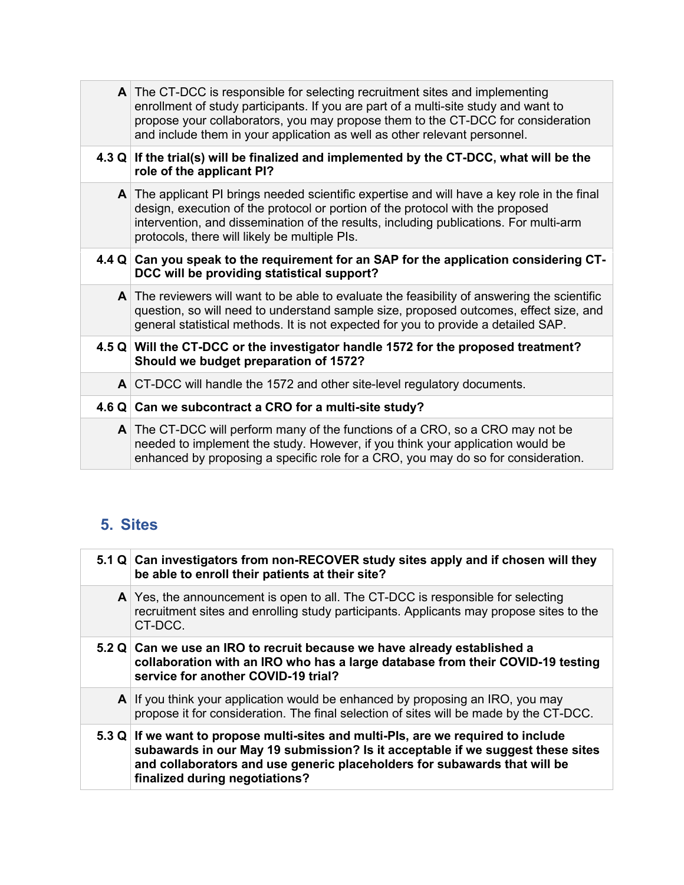| | |
|---|---|
| **A** | The CT-DCC is responsible for selecting recruitment sites and implementing enrollment of study participants. If you are part of a multi-site study and want to propose your collaborators, you may propose them to the CT-DCC for consideration and include them in your application as well as other relevant personnel. |
| **4.3 Q** | **If the trial(s) will be finalized and implemented by the CT-DCC, what will be the role of the applicant PI?** |
| **A** | The applicant PI brings needed scientific expertise and will have a key role in the final design, execution of the protocol or portion of the protocol with the proposed intervention, and dissemination of the results, including publications. For multi-arm protocols, there will likely be multiple PIs. |
| **4.4 Q** | **Can you speak to the requirement for an SAP for the application considering CT-DCC will be providing statistical support?** |
| **A** | The reviewers will want to be able to evaluate the feasibility of answering the scientific question, so will need to understand sample size, proposed outcomes, effect size, and general statistical methods. It is not expected for you to provide a detailed SAP. |
| **4.5 Q** | **Will the CT-DCC or the investigator handle 1572 for the proposed treatment? Should we budget preparation of 1572?** |
| **A** | CT-DCC will handle the 1572 and other site-level regulatory documents. |
| **4.6 Q** | **Can we subcontract a CRO for a multi-site study?** |
| **A** | The CT-DCC will perform many of the functions of a CRO, so a CRO may not be needed to implement the study. However, if you think your application would be enhanced by proposing a specific role for a CRO, you may do so for consideration. |

## 5. Sites

| | |
|---|---|
| **5.1 Q** | **Can investigators from non-RECOVER study sites apply and if chosen will they be able to enroll their patients at their site?** |
| **A** | Yes, the announcement is open to all. The CT-DCC is responsible for selecting recruitment sites and enrolling study participants. Applicants may propose sites to the CT-DCC. |
| **5.2 Q** | **Can we use an IRO to recruit because we have already established a collaboration with an IRO who has a large database from their COVID-19 testing service for another COVID-19 trial?** |
| **A** | If you think your application would be enhanced by proposing an IRO, you may propose it for consideration. The final selection of sites will be made by the CT-DCC. |
| **5.3 Q** | **If we want to propose multi-sites and multi-PIs, are we required to include subawards in our May 19 submission? Is it acceptable if we suggest these sites and collaborators and use generic placeholders for subawards that will be finalized during negotiations?** |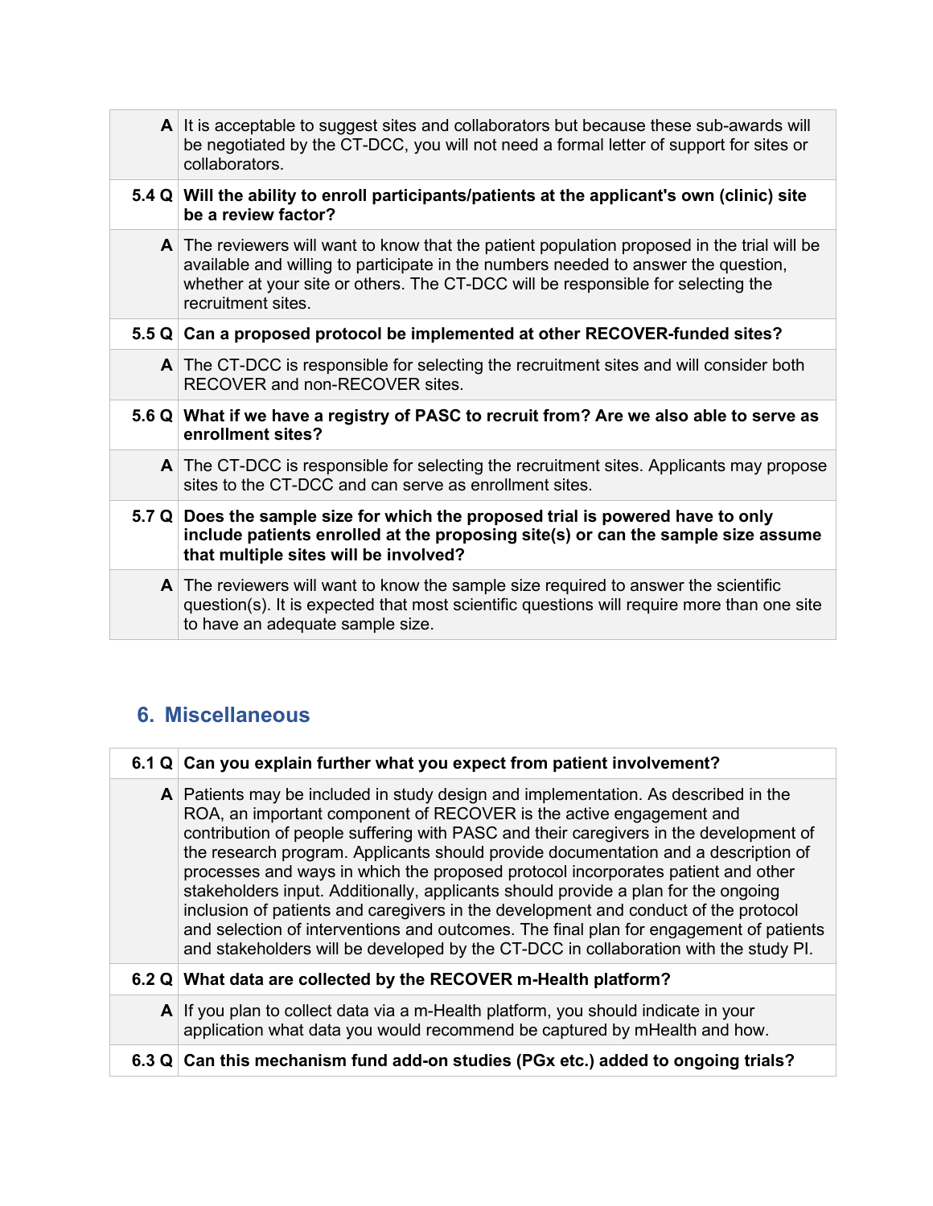|   |   |
|---|---|
| **A** | It is acceptable to suggest sites and collaborators but because these sub-awards will be negotiated by the CT-DCC, you will not need a formal letter of support for sites or collaborators. |
| **5.4 Q** | **Will the ability to enroll participants/patients at the applicant's own (clinic) site be a review factor?** |
| **A** | The reviewers will want to know that the patient population proposed in the trial will be available and willing to participate in the numbers needed to answer the question, whether at your site or others. The CT-DCC will be responsible for selecting the recruitment sites. |
| **5.5 Q** | **Can a proposed protocol be implemented at other RECOVER-funded sites?** |
| **A** | The CT-DCC is responsible for selecting the recruitment sites and will consider both RECOVER and non-RECOVER sites. |
| **5.6 Q** | **What if we have a registry of PASC to recruit from? Are we also able to serve as enrollment sites?** |
| **A** | The CT-DCC is responsible for selecting the recruitment sites. Applicants may propose sites to the CT-DCC and can serve as enrollment sites. |
| **5.7 Q** | **Does the sample size for which the proposed trial is powered have to only include patients enrolled at the proposing site(s) or can the sample size assume that multiple sites will be involved?** |
| **A** | The reviewers will want to know the sample size required to answer the scientific question(s). It is expected that most scientific questions will require more than one site to have an adequate sample size. |

## 6. Miscellaneous

|   |   |
|---|---|
| **6.1 Q** | **Can you explain further what you expect from patient involvement?** |
| **A** | Patients may be included in study design and implementation. As described in the ROA, an important component of RECOVER is the active engagement and contribution of people suffering with PASC and their caregivers in the development of the research program. Applicants should provide documentation and a description of processes and ways in which the proposed protocol incorporates patient and other stakeholders input. Additionally, applicants should provide a plan for the ongoing inclusion of patients and caregivers in the development and conduct of the protocol and selection of interventions and outcomes. The final plan for engagement of patients and stakeholders will be developed by the CT-DCC in collaboration with the study PI. |
| **6.2 Q** | **What data are collected by the RECOVER m-Health platform?** |
| **A** | If you plan to collect data via a m-Health platform, you should indicate in your application what data you would recommend be captured by mHealth and how. |
| **6.3 Q** | **Can this mechanism fund add-on studies (PGx etc.) added to ongoing trials?** |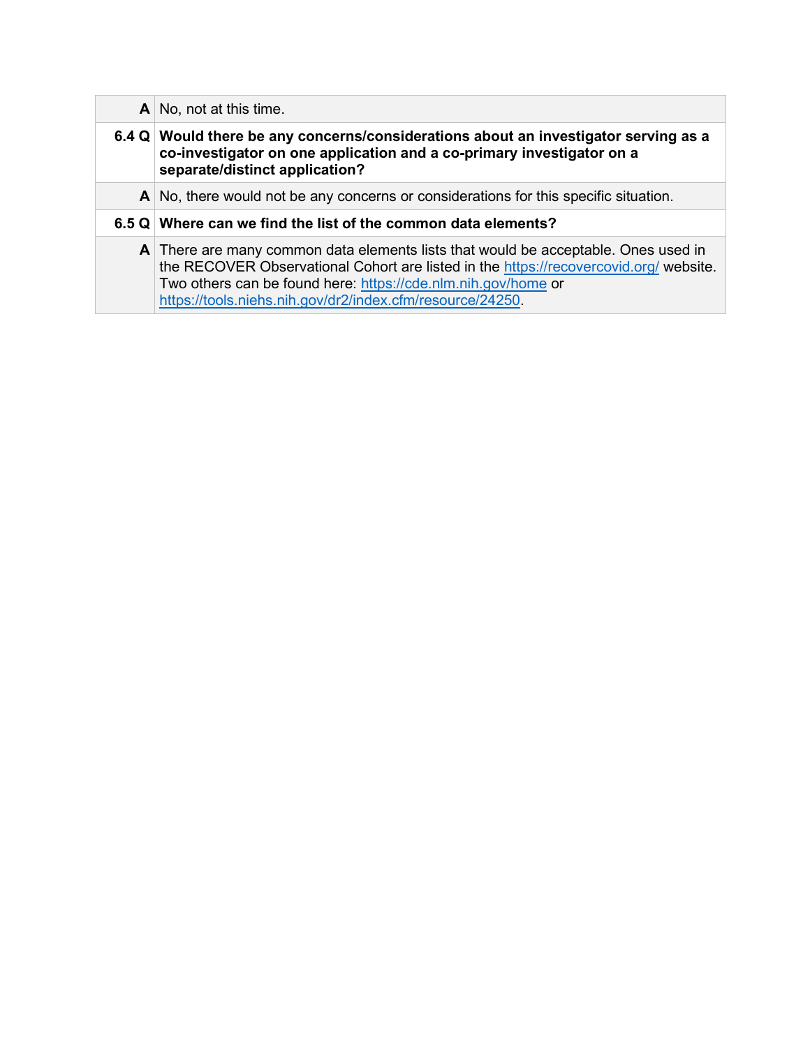| | |
|---|---|
| **A** | No, not at this time. |
| **6.4 Q** | **Would there be any concerns/considerations about an investigator serving as a co-investigator on one application and a co-primary investigator on a separate/distinct application?** |
| **A** | No, there would not be any concerns or considerations for this specific situation. |
| **6.5 Q** | **Where can we find the list of the common data elements?** |
| **A** | There are many common data elements lists that would be acceptable. Ones used in the RECOVER Observational Cohort are listed in the [https://recovercovid.org/](https://recovercovid.org/) website. Two others can be found here: [https://cde.nlm.nih.gov/home](https://cde.nlm.nih.gov/home) or [https://tools.niehs.nih.gov/dr2/index.cfm/resource/24250](https://tools.niehs.nih.gov/dr2/index.cfm/resource/24250). |